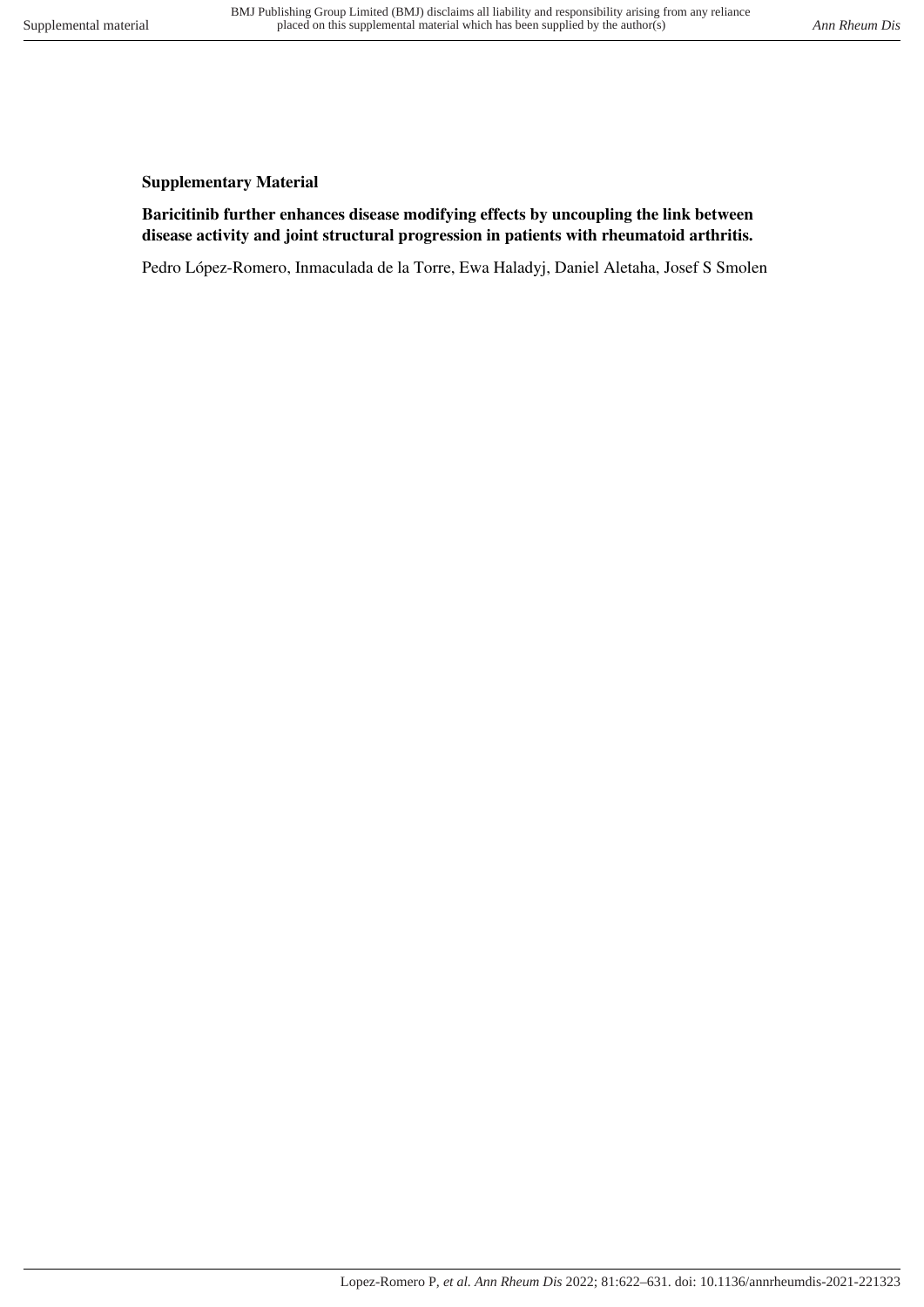**Supplementary Material**

**Baricitinib further enhances disease modifying effects by uncoupling the link between disease activity and joint structural progression in patients with rheumatoid arthritis.**

Pedro López-Romero, Inmaculada de la Torre, Ewa Haladyj, Daniel Aletaha, Josef S Smolen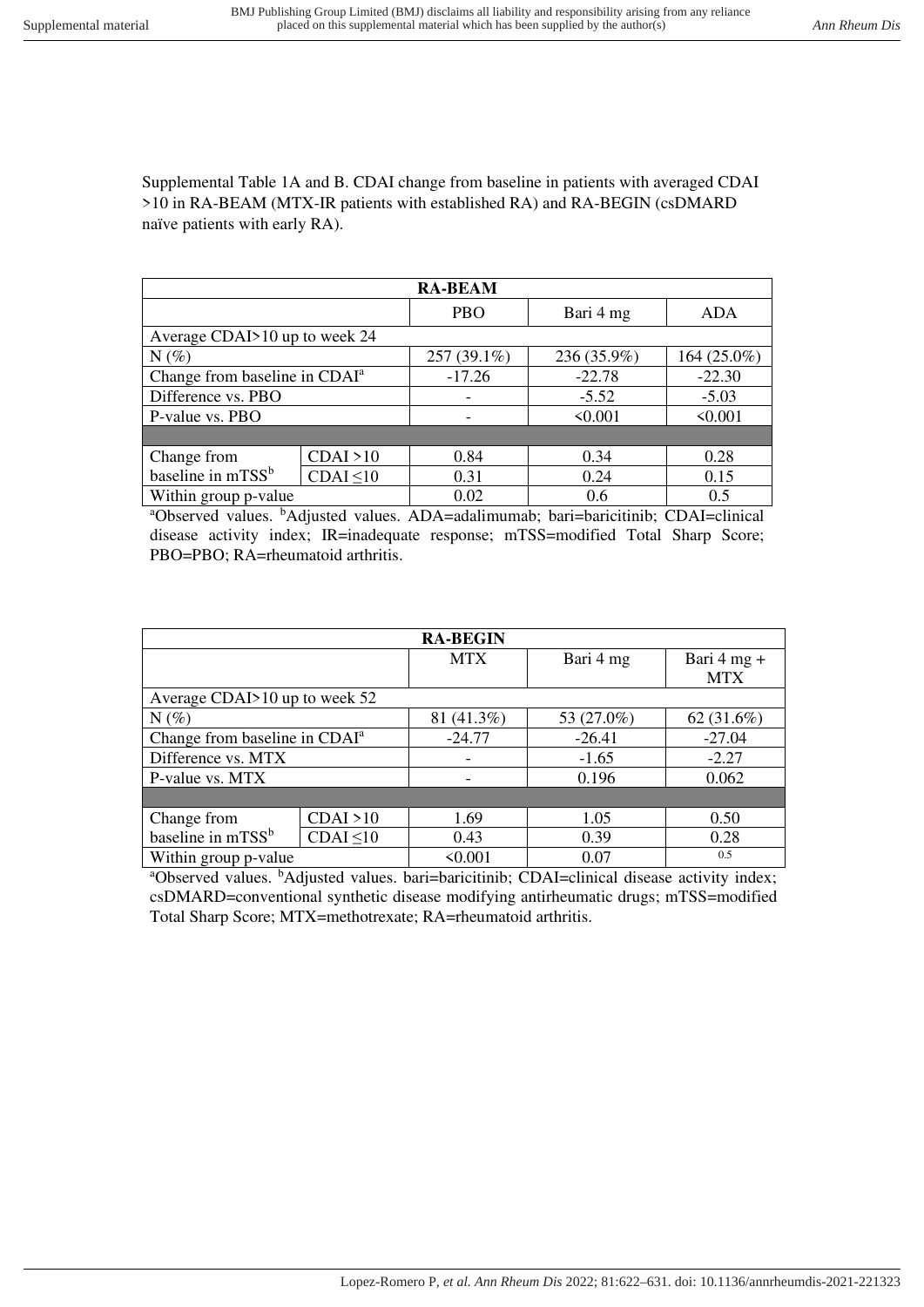Supplemental Table 1A and B. CDAI change from baseline in patients with averaged CDAI >10 in RA-BEAM (MTX-IR patients with established RA) and RA-BEGIN (csDMARD naïve patients with early RA).

| RA-BEAM | | | | |
|---|---|---|---|---|
| | | PBO | Bari 4 mg | ADA |
| Average CDAI>10 up to week 24 | | | | |
| N (%) | | 257 (39.1%) | 236 (35.9%) | 164 (25.0%) |
| Change from baseline in CDAI[a] | | -17.26 | -22.78 | -22.30 |
| Difference vs. PBO | | - | -5.52 | -5.03 |
| P-value vs. PBO | | - | <0.001 | <0.001 |
| | | | | |
| Change from baseline in mTSS[b] | CDAI >10 | 0.84 | 0.34 | 0.28 |
| | CDAI ≤10 | 0.31 | 0.24 | 0.15 |
| Within group p-value | | 0.02 | 0.6 | 0.5 |

[a]Observed values. [b]Adjusted values. ADA=adalimumab; bari=baricitinib; CDAI=clinical disease activity index; IR=inadequate response; mTSS=modified Total Sharp Score; PBO=PBO; RA=rheumatoid arthritis.

| RA-BEGIN | | | | |
|---|---|---|---|---|
| | | MTX | Bari 4 mg | Bari 4 mg + MTX |
| Average CDAI>10 up to week 52 | | | | |
| N (%) | | 81 (41.3%) | 53 (27.0%) | 62 (31.6%) |
| Change from baseline in CDAI[a] | | -24.77 | -26.41 | -27.04 |
| Difference vs. MTX | | - | -1.65 | -2.27 |
| P-value vs. MTX | | - | 0.196 | 0.062 |
| | | | | |
| Change from baseline in mTSS[b] | CDAI >10 | 1.69 | 1.05 | 0.50 |
| | CDAI ≤10 | 0.43 | 0.39 | 0.28 |
| Within group p-value | | <0.001 | 0.07 | 0.5 |

[a]Observed values. [b]Adjusted values. bari=baricitinib; CDAI=clinical disease activity index; csDMARD=conventional synthetic disease modifying antirheumatic drugs; mTSS=modified Total Sharp Score; MTX=methotrexate; RA=rheumatoid arthritis.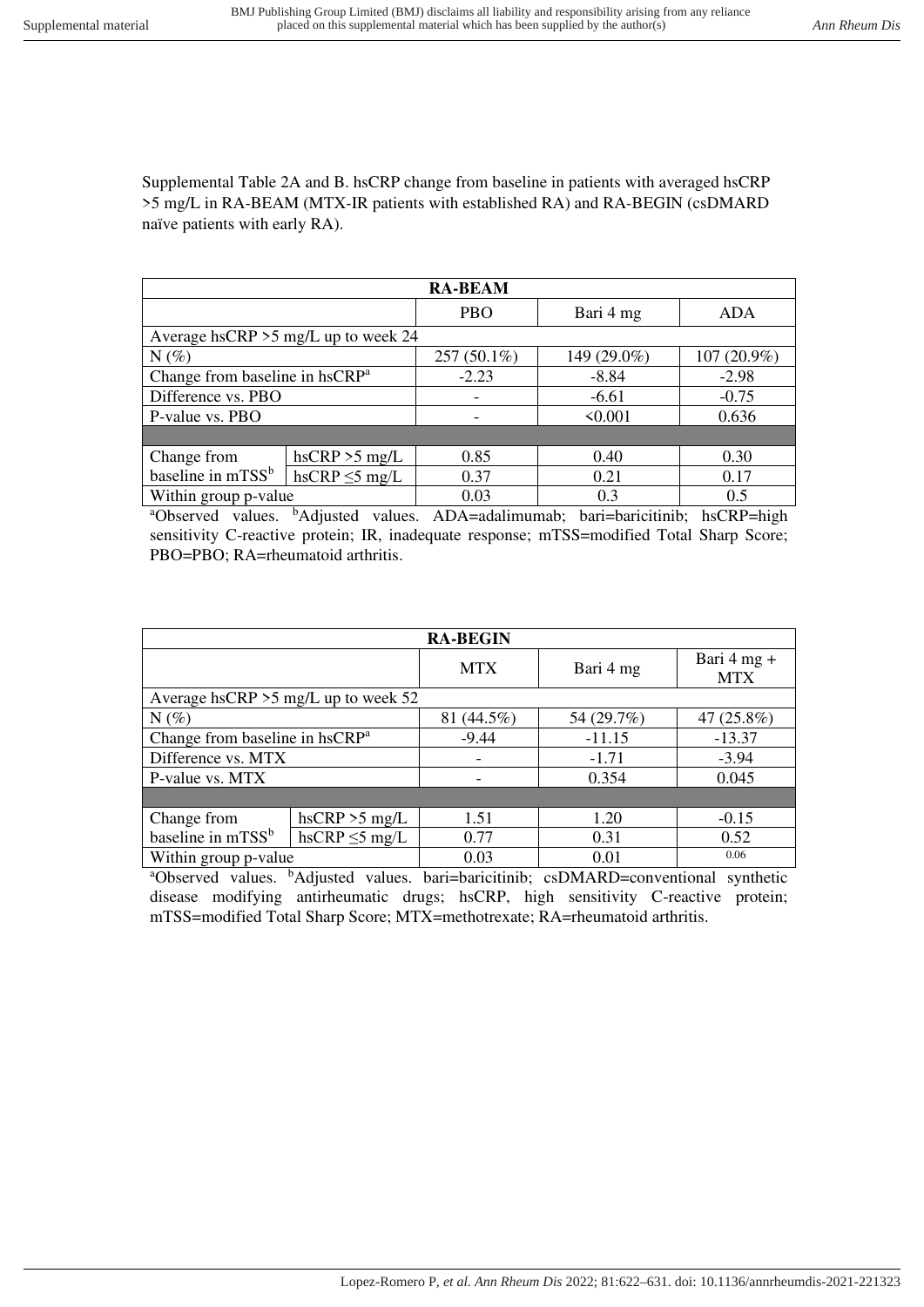Supplemental Table 2A and B. hsCRP change from baseline in patients with averaged hsCRP >5 mg/L in RA-BEAM (MTX-IR patients with established RA) and RA-BEGIN (csDMARD naïve patients with early RA).

| RA-BEAM | | | | |
|---|---|---|---|---|
| | | PBO | Bari 4 mg | ADA |
| Average hsCRP >5 mg/L up to week 24 | | | | |
| N (%) | | 257 (50.1%) | 149 (29.0%) | 107 (20.9%) |
| Change from baseline in hsCRP[a] | | -2.23 | -8.84 | -2.98 |
| Difference vs. PBO | | - | -6.61 | -0.75 |
| P-value vs. PBO | | - | <0.001 | 0.636 |
| | | | | |
| Change from baseline in mTSS[b] | hsCRP >5 mg/L | 0.85 | 0.40 | 0.30 |
| | hsCRP ≤5 mg/L | 0.37 | 0.21 | 0.17 |
| Within group p-value | | 0.03 | 0.3 | 0.5 |

[a]Observed values. [b]Adjusted values. ADA=adalimumab; bari=baricitinib; hsCRP=high sensitivity C-reactive protein; IR, inadequate response; mTSS=modified Total Sharp Score; PBO=PBO; RA=rheumatoid arthritis.

| RA-BEGIN | | | | |
|---|---|---|---|---|
| | | MTX | Bari 4 mg | Bari 4 mg + MTX |
| Average hsCRP >5 mg/L up to week 52 | | | | |
| N (%) | | 81 (44.5%) | 54 (29.7%) | 47 (25.8%) |
| Change from baseline in hsCRP[a] | | -9.44 | -11.15 | -13.37 |
| Difference vs. MTX | | - | -1.71 | -3.94 |
| P-value vs. MTX | | - | 0.354 | 0.045 |
| | | | | |
| Change from baseline in mTSS[b] | hsCRP >5 mg/L | 1.51 | 1.20 | -0.15 |
| | hsCRP ≤5 mg/L | 0.77 | 0.31 | 0.52 |
| Within group p-value | | 0.03 | 0.01 | 0.06 |

[a]Observed values. [b]Adjusted values. bari=baricitinib; csDMARD=conventional synthetic disease modifying antirheumatic drugs; hsCRP, high sensitivity C-reactive protein; mTSS=modified Total Sharp Score; MTX=methotrexate; RA=rheumatoid arthritis.